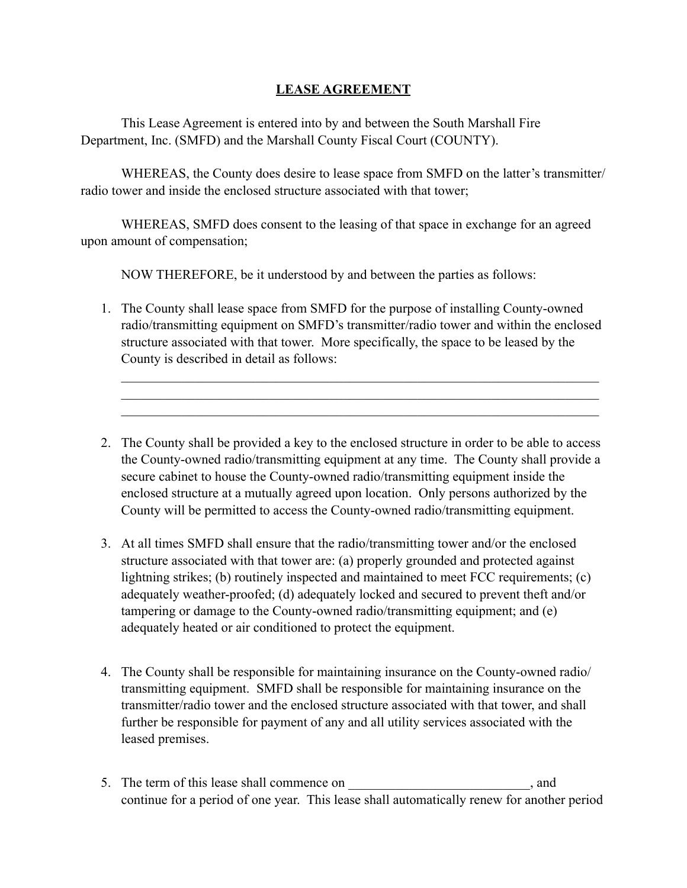# LEASE AGREEMENT

This Lease Agreement is entered into by and between the South Marshall Fire Department, Inc. (SMFD) and the Marshall County Fiscal Court (COUNTY).

WHEREAS, the County does desire to lease space from SMFD on the latter's transmitter/ radio tower and inside the enclosed structure associated with that tower;

WHEREAS, SMFD does consent to the leasing of that space in exchange for an agreed upon amount of compensation;

NOW THEREFORE, be it understood by and between the parties as follows:

1. The County shall lease space from SMFD for the purpose of installing County-owned radio/transmitting equipment on SMFD's transmitter/radio tower and within the enclosed structure associated with that tower. More specifically, the space to be leased by the County is described in detail as follows:

   ___________________________________________________________________________
   ___________________________________________________________________________
   ___________________________________________________________________________

2. The County shall be provided a key to the enclosed structure in order to be able to access the County-owned radio/transmitting equipment at any time. The County shall provide a secure cabinet to house the County-owned radio/transmitting equipment inside the enclosed structure at a mutually agreed upon location. Only persons authorized by the County will be permitted to access the County-owned radio/transmitting equipment.

3. At all times SMFD shall ensure that the radio/transmitting tower and/or the enclosed structure associated with that tower are: (a) properly grounded and protected against lightning strikes; (b) routinely inspected and maintained to meet FCC requirements; (c) adequately weather-proofed; (d) adequately locked and secured to prevent theft and/or tampering or damage to the County-owned radio/transmitting equipment; and (e) adequately heated or air conditioned to protect the equipment.

4. The County shall be responsible for maintaining insurance on the County-owned radio/ transmitting equipment. SMFD shall be responsible for maintaining insurance on the transmitter/radio tower and the enclosed structure associated with that tower, and shall further be responsible for payment of any and all utility services associated with the leased premises.

5. The term of this lease shall commence on ___________________________, and continue for a period of one year. This lease shall automatically renew for another period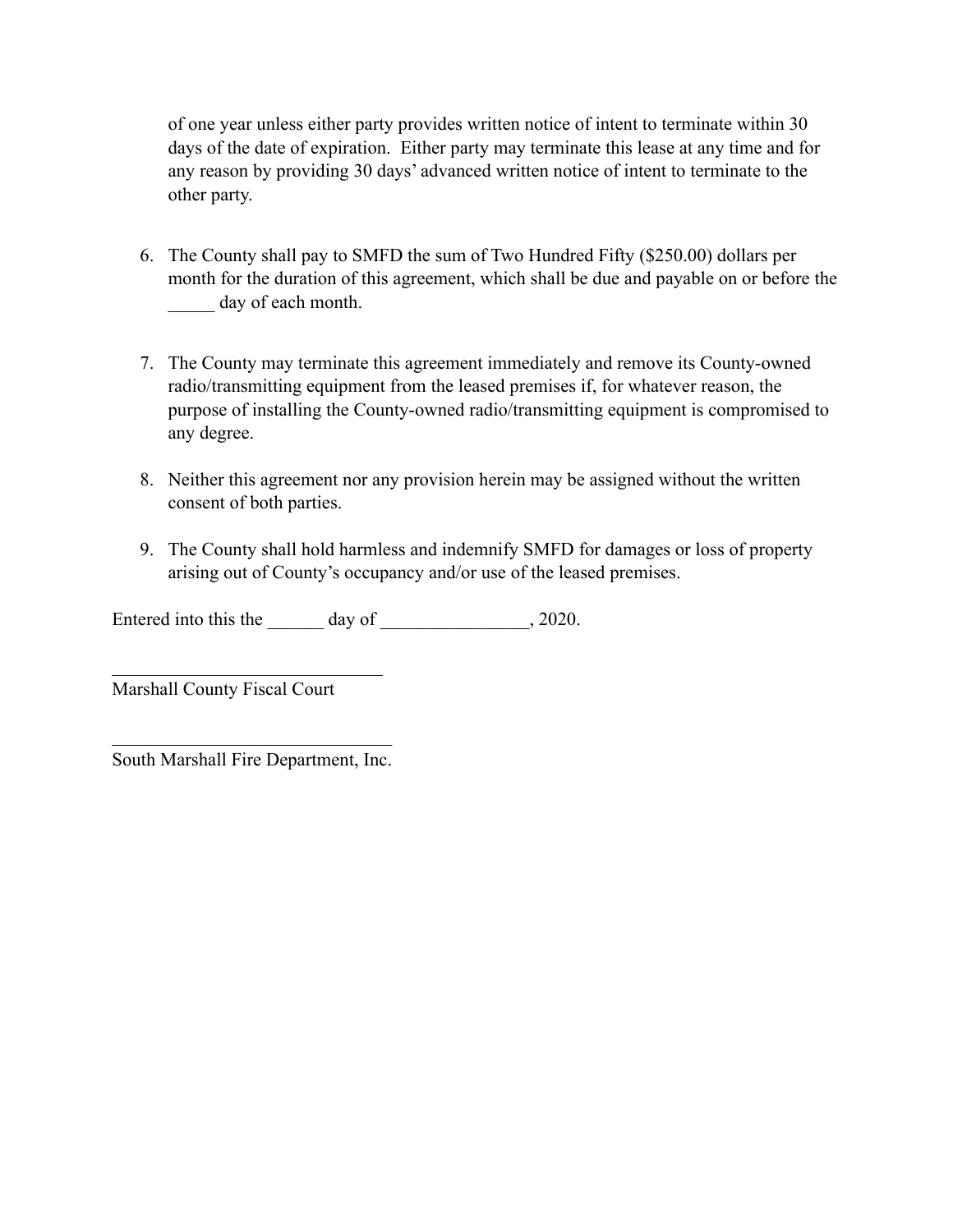of one year unless either party provides written notice of intent to terminate within 30 days of the date of expiration. Either party may terminate this lease at any time and for any reason by providing 30 days' advanced written notice of intent to terminate to the other party.

6. The County shall pay to SMFD the sum of Two Hundred Fifty ($250.00) dollars per month for the duration of this agreement, which shall be due and payable on or before the _____ day of each month.

7. The County may terminate this agreement immediately and remove its County-owned radio/transmitting equipment from the leased premises if, for whatever reason, the purpose of installing the County-owned radio/transmitting equipment is compromised to any degree.

8. Neither this agreement nor any provision herein may be assigned without the written consent of both parties.

9. The County shall hold harmless and indemnify SMFD for damages or loss of property arising out of County's occupancy and/or use of the leased premises.

Entered into this the ______ day of ________________, 2020.

_____________________________
Marshall County Fiscal Court

______________________________
South Marshall Fire Department, Inc.